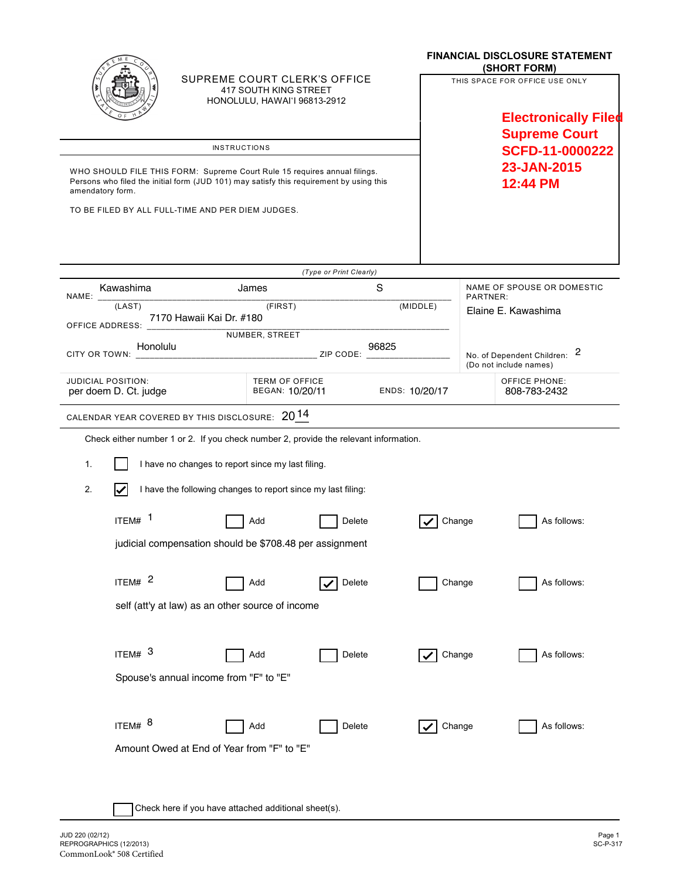SUPREME COURT CLERK'S OFFICE
417 SOUTH KING STREET
HONOLULU, HAWAI'I 96813-2912

# FINANCIAL DISCLOSURE STATEMENT (SHORT FORM)

THIS SPACE FOR OFFICE USE ONLY

**Electronically Filed**
**Supreme Court**
**SCFD-11-0000222**
**23-JAN-2015**
**12:44 PM**

## INSTRUCTIONS

WHO SHOULD FILE THIS FORM: Supreme Court Rule 15 requires annual filings. Persons who filed the initial form (JUD 101) may satisfy this requirement by using this amendatory form.

TO BE FILED BY ALL FULL-TIME AND PER DIEM JUDGES.

*(Type or Print Clearly)*

NAME: Kawashima (LAST) James (FIRST) S (MIDDLE)

NAME OF SPOUSE OR DOMESTIC PARTNER: Elaine E. Kawashima

OFFICE ADDRESS: 7170 Hawaii Kai Dr. #180 (NUMBER, STREET)

CITY OR TOWN: Honolulu ZIP CODE: 96825

No. of Dependent Children: 2 (Do not include names)

JUDICIAL POSITION: per doem D. Ct. judge

TERM OF OFFICE BEGAN: 10/20/11 ENDS: 10/20/17

OFFICE PHONE: 808-783-2432

CALENDAR YEAR COVERED BY THIS DISCLOSURE: 2014

Check either number 1 or 2. If you check number 2, provide the relevant information.

1. ☐ I have no changes to report since my last filing.
2. ☑ I have the following changes to report since my last filing:

ITEM# 1 ☐ Add ☐ Delete ☑ Change ☐ As follows:

judicial compensation should be $708.48 per assignment

ITEM# 2 ☐ Add ☑ Delete ☐ Change ☐ As follows:

self (att'y at law) as an other source of income

ITEM# 3 ☐ Add ☐ Delete ☑ Change ☐ As follows:

Spouse's annual income from "F" to "E"

ITEM# 8 ☐ Add ☐ Delete ☑ Change ☐ As follows:

Amount Owed at End of Year from "F" to "E"

☐ Check here if you have attached additional sheet(s).

JUD 220 (02/12)
REPROGRAPHICS (12/2013)
CommonLook® 508 Certified

SC-P-317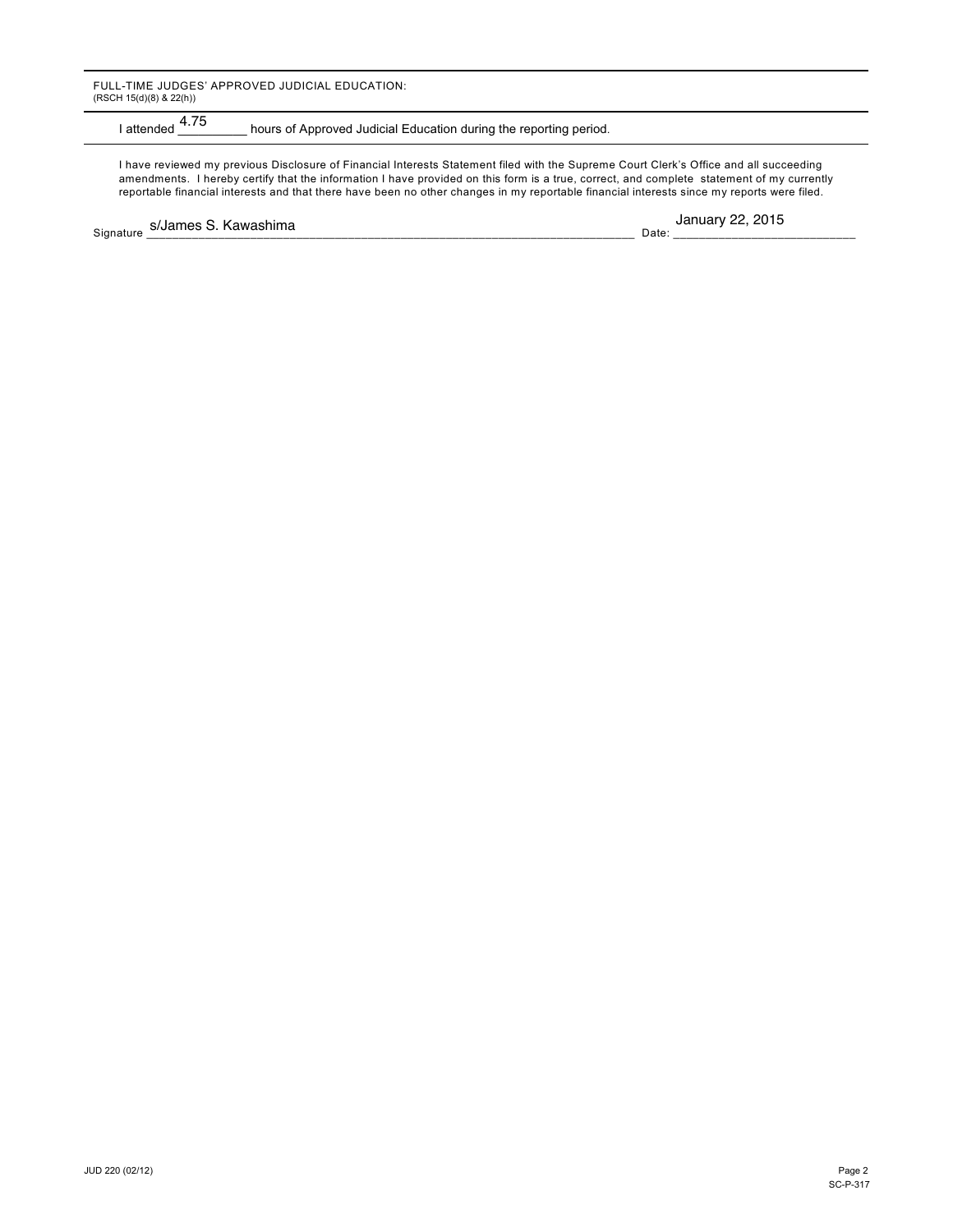FULL-TIME JUDGES' APPROVED JUDICIAL EDUCATION:
(RSCH 15(d)(8) & 22(h))

I attended 4.75 hours of Approved Judicial Education during the reporting period.

I have reviewed my previous Disclosure of Financial Interests Statement filed with the Supreme Court Clerk's Office and all succeeding amendments. I hereby certify that the information I have provided on this form is a true, correct, and complete statement of my currently reportable financial interests and that there have been no other changes in my reportable financial interests since my reports were filed.

Signature s/James S. Kawashima Date: January 22, 2015

JUD 220 (02/12)

SC-P-317